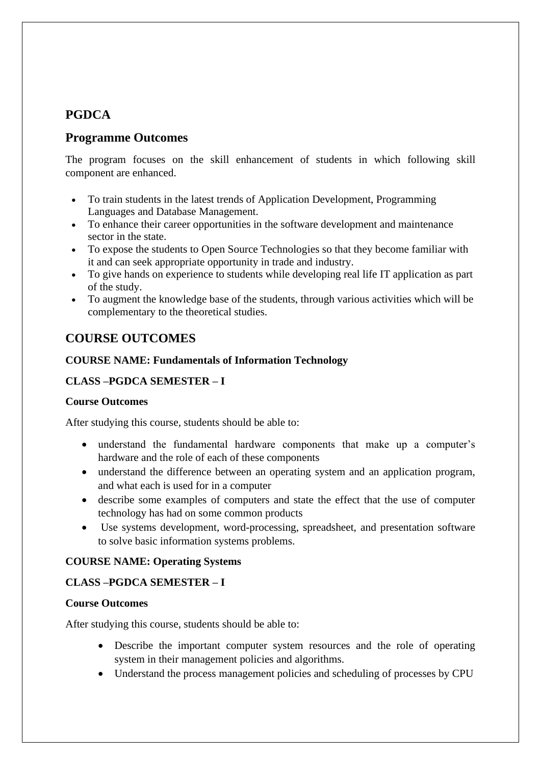# PGDCA

## Programme Outcomes

The program focuses on the skill enhancement of students in which following skill component are enhanced.

- To train students in the latest trends of Application Development, Programming Languages and Database Management.
- To enhance their career opportunities in the software development and maintenance sector in the state.
- To expose the students to Open Source Technologies so that they become familiar with it and can seek appropriate opportunity in trade and industry.
- To give hands on experience to students while developing real life IT application as part of the study.
- To augment the knowledge base of the students, through various activities which will be complementary to the theoretical studies.

## COURSE OUTCOMES

**COURSE NAME: Fundamentals of Information Technology**

**CLASS –PGDCA SEMESTER – I**

**Course Outcomes**

After studying this course, students should be able to:

- understand the fundamental hardware components that make up a computer's hardware and the role of each of these components
- understand the difference between an operating system and an application program, and what each is used for in a computer
- describe some examples of computers and state the effect that the use of computer technology has had on some common products
- Use systems development, word-processing, spreadsheet, and presentation software to solve basic information systems problems.

**COURSE NAME: Operating Systems**

**CLASS –PGDCA SEMESTER – I**

**Course Outcomes**

After studying this course, students should be able to:

- Describe the important computer system resources and the role of operating system in their management policies and algorithms.
- Understand the process management policies and scheduling of processes by CPU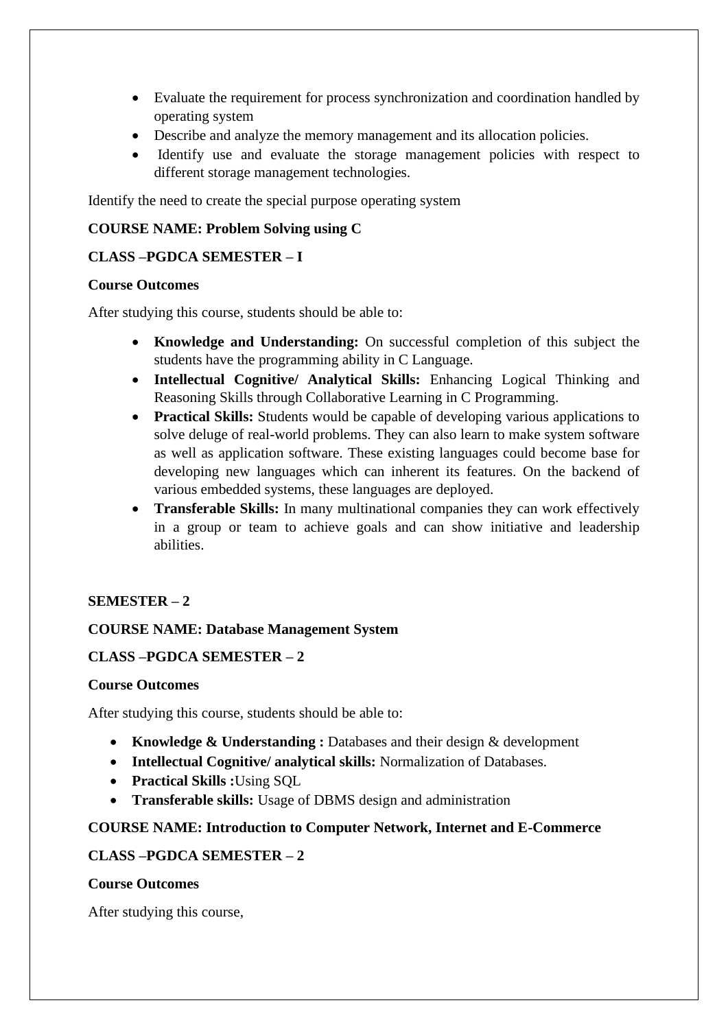- Evaluate the requirement for process synchronization and coordination handled by operating system
- Describe and analyze the memory management and its allocation policies.
- Identify use and evaluate the storage management policies with respect to different storage management technologies.

Identify the need to create the special purpose operating system

**COURSE NAME: Problem Solving using C**

**CLASS –PGDCA SEMESTER – I**

**Course Outcomes**

After studying this course, students should be able to:

- **Knowledge and Understanding:** On successful completion of this subject the students have the programming ability in C Language.
- **Intellectual Cognitive/ Analytical Skills:** Enhancing Logical Thinking and Reasoning Skills through Collaborative Learning in C Programming.
- **Practical Skills:** Students would be capable of developing various applications to solve deluge of real-world problems. They can also learn to make system software as well as application software. These existing languages could become base for developing new languages which can inherent its features. On the backend of various embedded systems, these languages are deployed.
- **Transferable Skills:** In many multinational companies they can work effectively in a group or team to achieve goals and can show initiative and leadership abilities.

**SEMESTER – 2**

**COURSE NAME: Database Management System**

**CLASS –PGDCA SEMESTER – 2**

**Course Outcomes**

After studying this course, students should be able to:

- **Knowledge & Understanding :** Databases and their design & development
- **Intellectual Cognitive/ analytical skills:** Normalization of Databases.
- **Practical Skills :**Using SQL
- **Transferable skills:** Usage of DBMS design and administration

**COURSE NAME: Introduction to Computer Network, Internet and E-Commerce**

**CLASS –PGDCA SEMESTER – 2**

**Course Outcomes**

After studying this course,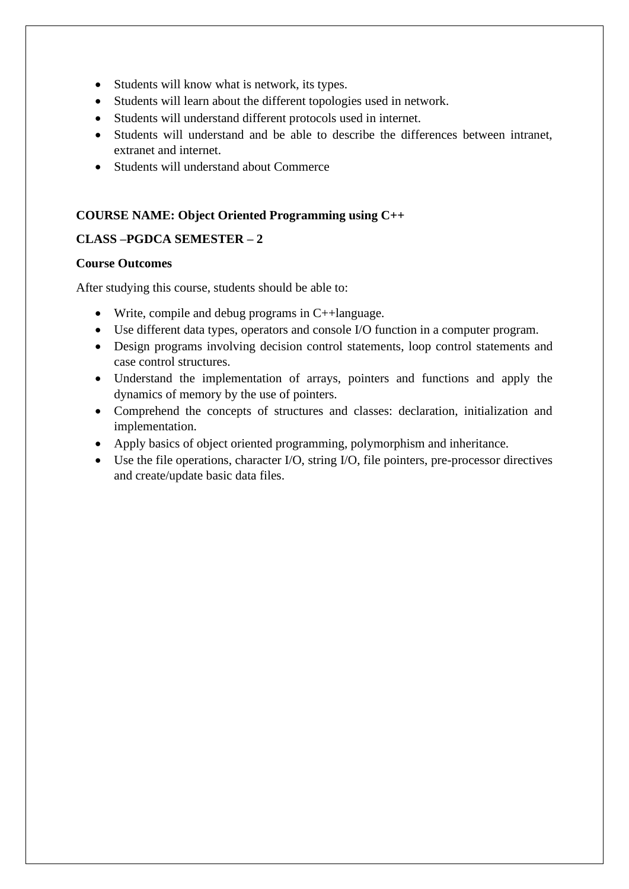- Students will know what is network, its types.
- Students will learn about the different topologies used in network.
- Students will understand different protocols used in internet.
- Students will understand and be able to describe the differences between intranet, extranet and internet.
- Students will understand about Commerce

**COURSE NAME: Object Oriented Programming using C++**

**CLASS –PGDCA SEMESTER – 2**

**Course Outcomes**

After studying this course, students should be able to:

- Write, compile and debug programs in C++language.
- Use different data types, operators and console I/O function in a computer program.
- Design programs involving decision control statements, loop control statements and case control structures.
- Understand the implementation of arrays, pointers and functions and apply the dynamics of memory by the use of pointers.
- Comprehend the concepts of structures and classes: declaration, initialization and implementation.
- Apply basics of object oriented programming, polymorphism and inheritance.
- Use the file operations, character I/O, string I/O, file pointers, pre-processor directives and create/update basic data files.